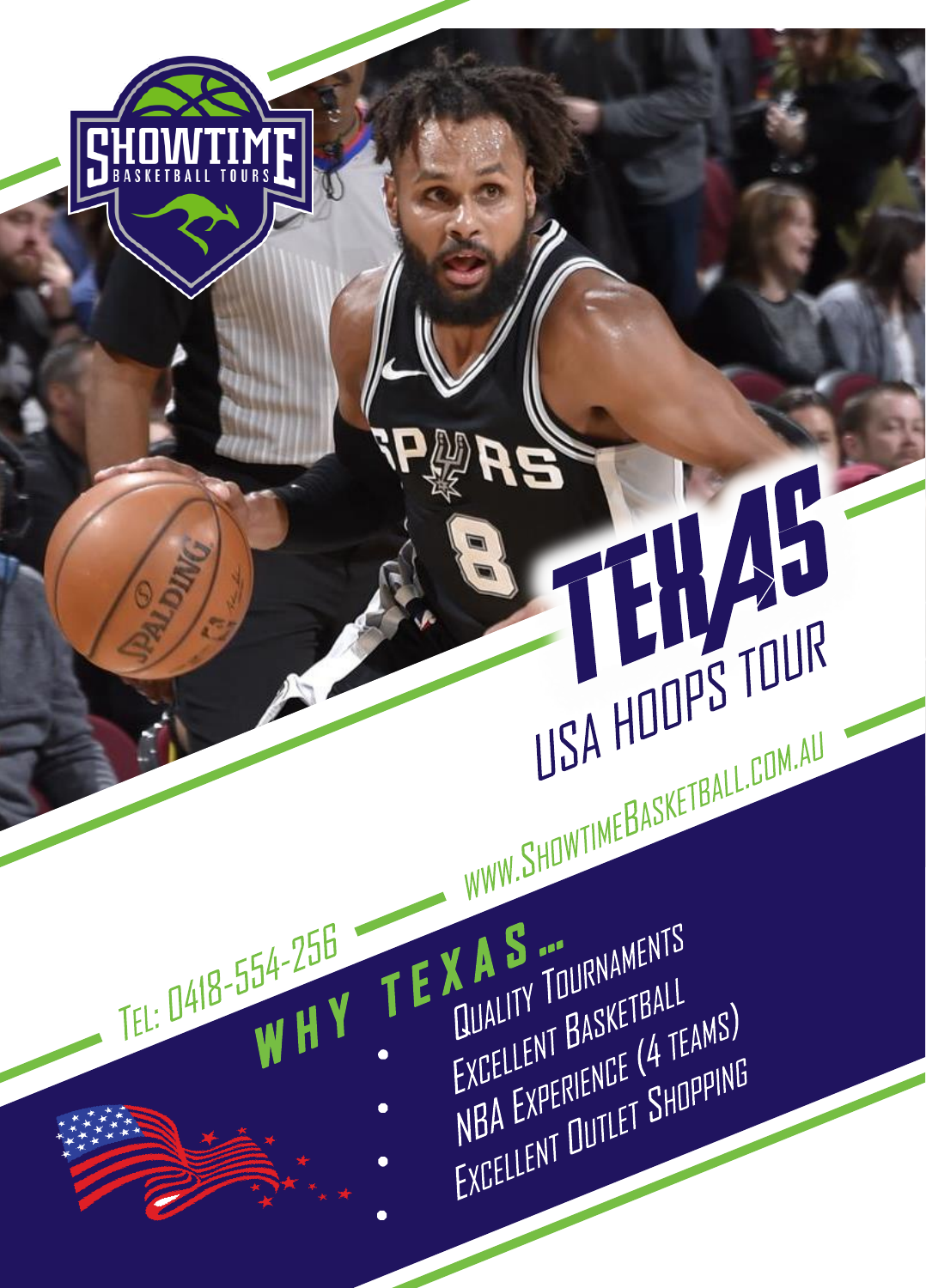SHOWTIME BASKETBALL TOURS

# TEXAS

## USA HOOPS TOUR

WWW.SHOWTIMEBASKETBALL.COM.AU

TEL: 0418-554-256

## WHY TEXAS...

- Quality Tournaments
- Excellent Basketball
- NBA Experience (4 teams)
- Excellent Outlet Shopping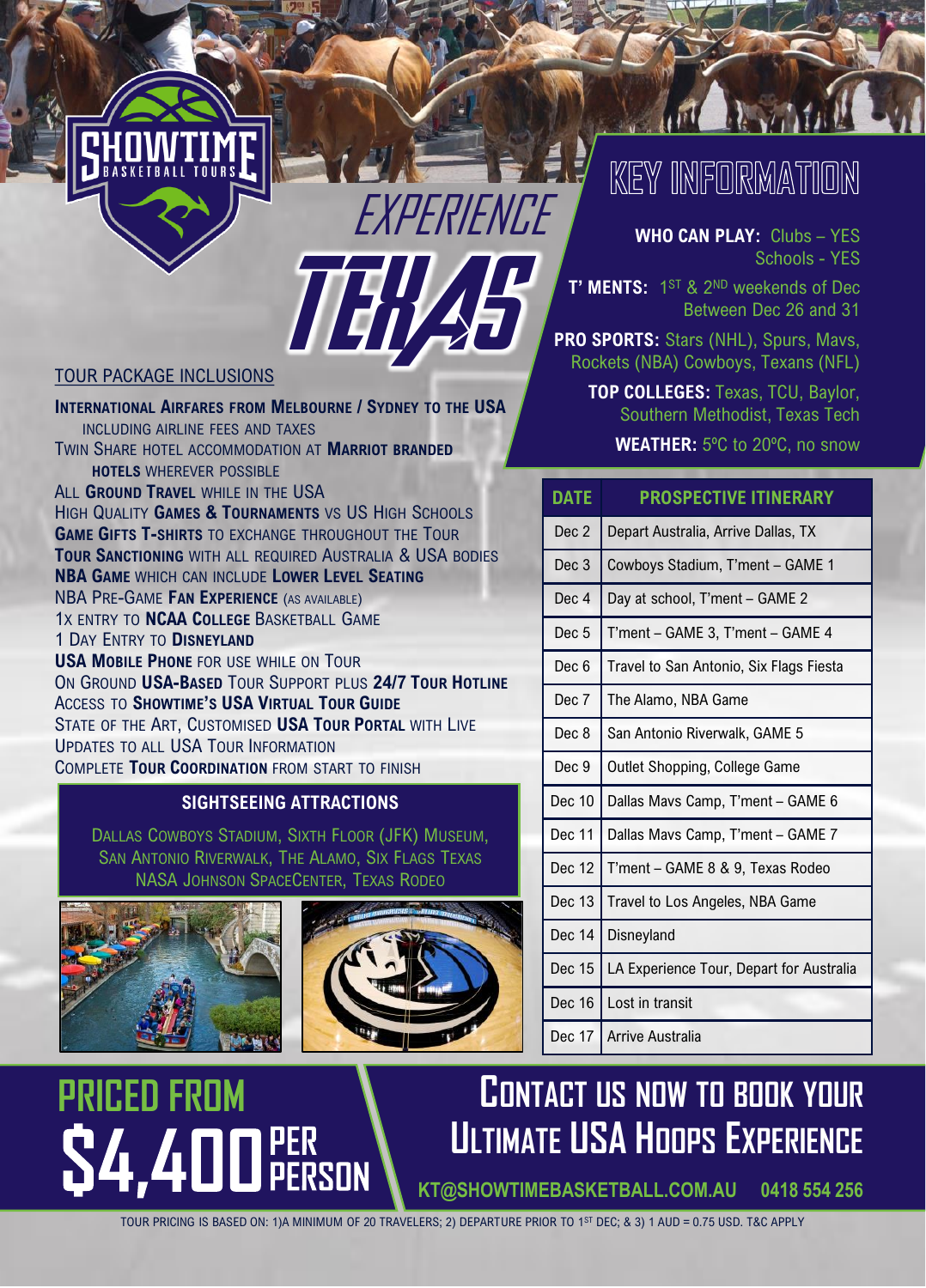# EXPERIENCE TEXAS

## KEY INFORMATION

**WHO CAN PLAY:** Clubs – YES
Schools - YES

**T' MENTS:** 1ST & 2ND weekends of Dec
Between Dec 26 and 31

**PRO SPORTS:** Stars (NHL), Spurs, Mavs, Rockets (NBA) Cowboys, Texans (NFL)

**TOP COLLEGES:** Texas, TCU, Baylor, Southern Methodist, Texas Tech

**WEATHER:** 5ºC to 20ºC, no snow

## TOUR PACKAGE INCLUSIONS

- **INTERNATIONAL AIRFARES FROM MELBOURNE / SYDNEY TO THE USA** INCLUDING AIRLINE FEES AND TAXES
- TWIN SHARE HOTEL ACCOMMODATION AT **MARRIOT BRANDED HOTELS** WHEREVER POSSIBLE
- ALL **GROUND TRAVEL** WHILE IN THE USA
- HIGH QUALITY **GAMES & TOURNAMENTS** VS US HIGH SCHOOLS
- **GAME GIFTS T-SHIRTS** TO EXCHANGE THROUGHOUT THE TOUR
- **TOUR SANCTIONING** WITH ALL REQUIRED AUSTRALIA & USA BODIES
- **NBA GAME** WHICH CAN INCLUDE **LOWER LEVEL SEATING**
- NBA PRE-GAME **FAN EXPERIENCE** (AS AVAILABLE)
- 1X ENTRY TO **NCAA COLLEGE** BASKETBALL GAME
- 1 DAY ENTRY TO **DISNEYLAND**
- **USA MOBILE PHONE** FOR USE WHILE ON TOUR
- ON GROUND **USA-BASED** TOUR SUPPORT PLUS **24/7 TOUR HOTLINE**
- ACCESS TO **SHOWTIME'S USA VIRTUAL TOUR GUIDE**
- STATE OF THE ART, CUSTOMISED **USA TOUR PORTAL** WITH LIVE UPDATES TO ALL USA TOUR INFORMATION
- COMPLETE **TOUR COORDINATION** FROM START TO FINISH

### SIGHTSEEING ATTRACTIONS

DALLAS COWBOYS STADIUM, SIXTH FLOOR (JFK) MUSEUM, SAN ANTONIO RIVERWALK, THE ALAMO, SIX FLAGS TEXAS NASA JOHNSON SPACECENTER, TEXAS RODEO

| DATE | PROSPECTIVE ITINERARY |
|---|---|
| Dec 2 | Depart Australia, Arrive Dallas, TX |
| Dec 3 | Cowboys Stadium, T'ment – GAME 1 |
| Dec 4 | Day at school, T'ment – GAME 2 |
| Dec 5 | T'ment – GAME 3, T'ment – GAME 4 |
| Dec 6 | Travel to San Antonio, Six Flags Fiesta |
| Dec 7 | The Alamo, NBA Game |
| Dec 8 | San Antonio Riverwalk, GAME 5 |
| Dec 9 | Outlet Shopping, College Game |
| Dec 10 | Dallas Mavs Camp, T'ment – GAME 6 |
| Dec 11 | Dallas Mavs Camp, T'ment – GAME 7 |
| Dec 12 | T'ment – GAME 8 & 9, Texas Rodeo |
| Dec 13 | Travel to Los Angeles, NBA Game |
| Dec 14 | Disneyland |
| Dec 15 | LA Experience Tour, Depart for Australia |
| Dec 16 | Lost in transit |
| Dec 17 | Arrive Australia |

## PRICED FROM $4,400 PER PERSON

## CONTACT US NOW TO BOOK YOUR ULTIMATE USA HOOPS EXPERIENCE

KT@SHOWTIMEBASKETBALL.COM.AU 0418 554 256

TOUR PRICING IS BASED ON: 1)A MINIMUM OF 20 TRAVELERS; 2) DEPARTURE PRIOR TO 1ST DEC; & 3) 1 AUD = 0.75 USD. T&C APPLY